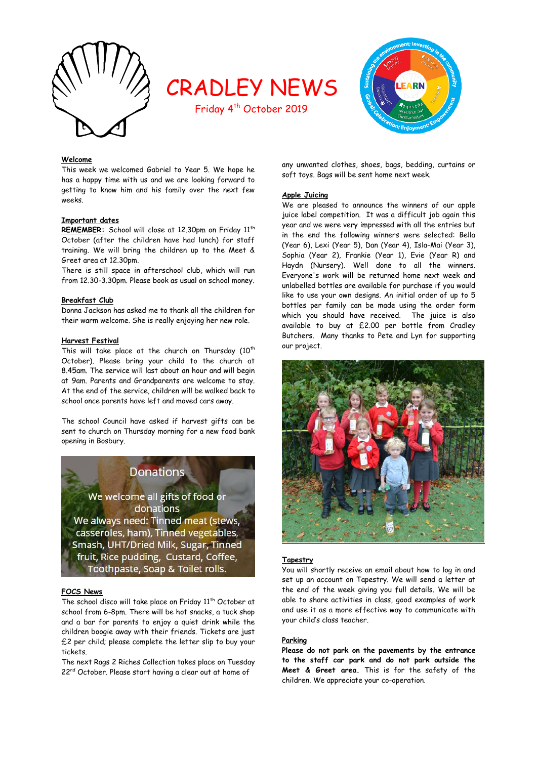# CRADLEY NEWS

Friday 4th October 2019

**Welcome**

This week we welcomed Gabriel to Year 5. We hope he has a happy time with us and we are looking forward to getting to know him and his family over the next few weeks.

**Important dates**

**REMEMBER:** School will close at 12.30pm on Friday 11th October (after the children have had lunch) for staff training. We will bring the children up to the Meet & Greet area at 12.30pm.

There is still space in afterschool club, which will run from 12.30-3.30pm. Please book as usual on school money.

**Breakfast Club**

Donna Jackson has asked me to thank all the children for their warm welcome. She is really enjoying her new role.

**Harvest Festival**

This will take place at the church on Thursday (10th October). Please bring your child to the church at 8.45am. The service will last about an hour and will begin at 9am. Parents and Grandparents are welcome to stay. At the end of the service, children will be walked back to school once parents have left and moved cars away.

The school Council have asked if harvest gifts can be sent to church on Thursday morning for a new food bank opening in Bosbury.

Donations

We welcome all gifts of food or donations

We always need: Tinned meat (stews, casseroles, ham), Tinned vegetables, Smash, UHT/Dried Milk, Sugar, Tinned fruit, Rice pudding, Custard, Coffee, Toothpaste, Soap & Toilet rolls.

**FOCS News**

The school disco will take place on Friday 11th October at school from 6-8pm. There will be hot snacks, a tuck shop and a bar for parents to enjoy a quiet drink while the children boogie away with their friends. Tickets are just £2 per child; please complete the letter slip to buy your tickets.

The next Rags 2 Riches Collection takes place on Tuesday 22nd October. Please start having a clear out at home of any unwanted clothes, shoes, bags, bedding, curtains or soft toys. Bags will be sent home next week.

**Apple Juicing**

We are pleased to announce the winners of our apple juice label competition. It was a difficult job again this year and we were very impressed with all the entries but in the end the following winners were selected: Bella (Year 6), Lexi (Year 5), Dan (Year 4), Isla-Mai (Year 3), Sophia (Year 2), Frankie (Year 1), Evie (Year R) and Haydn (Nursery). Well done to all the winners. Everyone's work will be returned home next week and unlabelled bottles are available for purchase if you would like to use your own designs. An initial order of up to 5 bottles per family can be made using the order form which you should have received. The juice is also available to buy at £2.00 per bottle from Cradley Butchers. Many thanks to Pete and Lyn for supporting our project.

**Tapestry**

You will shortly receive an email about how to log in and set up an account on Tapestry. We will send a letter at the end of the week giving you full details. We will be able to share activities in class, good examples of work and use it as a more effective way to communicate with your child's class teacher.

**Parking**

**Please do not park on the pavements by the entrance to the staff car park and do not park outside the Meet & Greet area.** This is for the safety of the children. We appreciate your co-operation.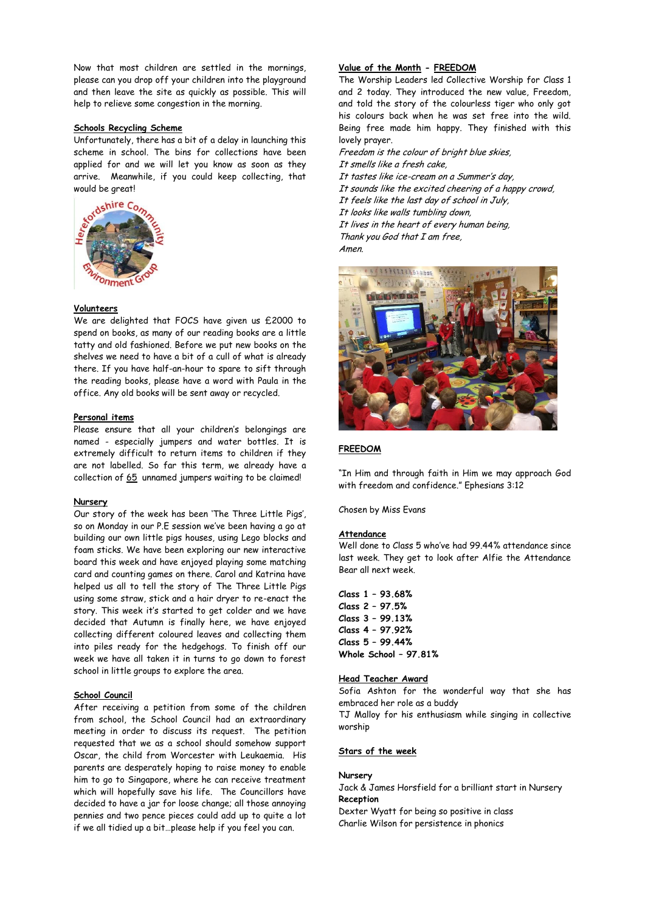Now that most children are settled in the mornings, please can you drop off your children into the playground and then leave the site as quickly as possible. This will help to relieve some congestion in the morning.

**Schools Recycling Scheme**

Unfortunately, there has a bit of a delay in launching this scheme in school. The bins for collections have been applied for and we will let you know as soon as they arrive. Meanwhile, if you could keep collecting, that would be great!

**Volunteers**

We are delighted that FOCS have given us £2000 to spend on books, as many of our reading books are a little tatty and old fashioned. Before we put new books on the shelves we need to have a bit of a cull of what is already there. If you have half-an-hour to spare to sift through the reading books, please have a word with Paula in the office. Any old books will be sent away or recycled.

**Personal items**

Please ensure that all your children's belongings are named - especially jumpers and water bottles. It is extremely difficult to return items to children if they are not labelled. So far this term, we already have a collection of 65 unnamed jumpers waiting to be claimed!

**Nursery**

Our story of the week has been 'The Three Little Pigs', so on Monday in our P.E session we've been having a go at building our own little pigs houses, using Lego blocks and foam sticks. We have been exploring our new interactive board this week and have enjoyed playing some matching card and counting games on there. Carol and Katrina have helped us all to tell the story of The Three Little Pigs using some straw, stick and a hair dryer to re-enact the story. This week it's started to get colder and we have decided that Autumn is finally here, we have enjoyed collecting different coloured leaves and collecting them into piles ready for the hedgehogs. To finish off our week we have all taken it in turns to go down to forest school in little groups to explore the area.

**School Council**

After receiving a petition from some of the children from school, the School Council had an extraordinary meeting in order to discuss its request. The petition requested that we as a school should somehow support Oscar, the child from Worcester with Leukaemia. His parents are desperately hoping to raise money to enable him to go to Singapore, where he can receive treatment which will hopefully save his life. The Councillors have decided to have a jar for loose change; all those annoying pennies and two pence pieces could add up to quite a lot if we all tidied up a bit…please help if you feel you can.

**Value of the Month - FREEDOM**

The Worship Leaders led Collective Worship for Class 1 and 2 today. They introduced the new value, Freedom, and told the story of the colourless tiger who only got his colours back when he was set free into the wild. Being free made him happy. They finished with this lovely prayer.

*Freedom is the colour of bright blue skies,*
*It smells like a fresh cake,*
*It tastes like ice-cream on a Summer's day,*
*It sounds like the excited cheering of a happy crowd,*
*It feels like the last day of school in July,*
*It looks like walls tumbling down,*
*It lives in the heart of every human being,*
*Thank you God that I am free,*
*Amen.*

**FREEDOM**

"In Him and through faith in Him we may approach God with freedom and confidence." Ephesians 3:12

Chosen by Miss Evans

**Attendance**

Well done to Class 5 who've had 99.44% attendance since last week. They get to look after Alfie the Attendance Bear all next week.

**Class 1 – 93.68%**
**Class 2 – 97.5%**
**Class 3 – 99.13%**
**Class 4 – 97.92%**
**Class 5 – 99.44%**
**Whole School – 97.81%**

**Head Teacher Award**

Sofia Ashton for the wonderful way that she has embraced her role as a buddy
TJ Malloy for his enthusiasm while singing in collective worship

**Stars of the week**

**Nursery**
Jack & James Horsfield for a brilliant start in Nursery
**Reception**
Dexter Wyatt for being so positive in class
Charlie Wilson for persistence in phonics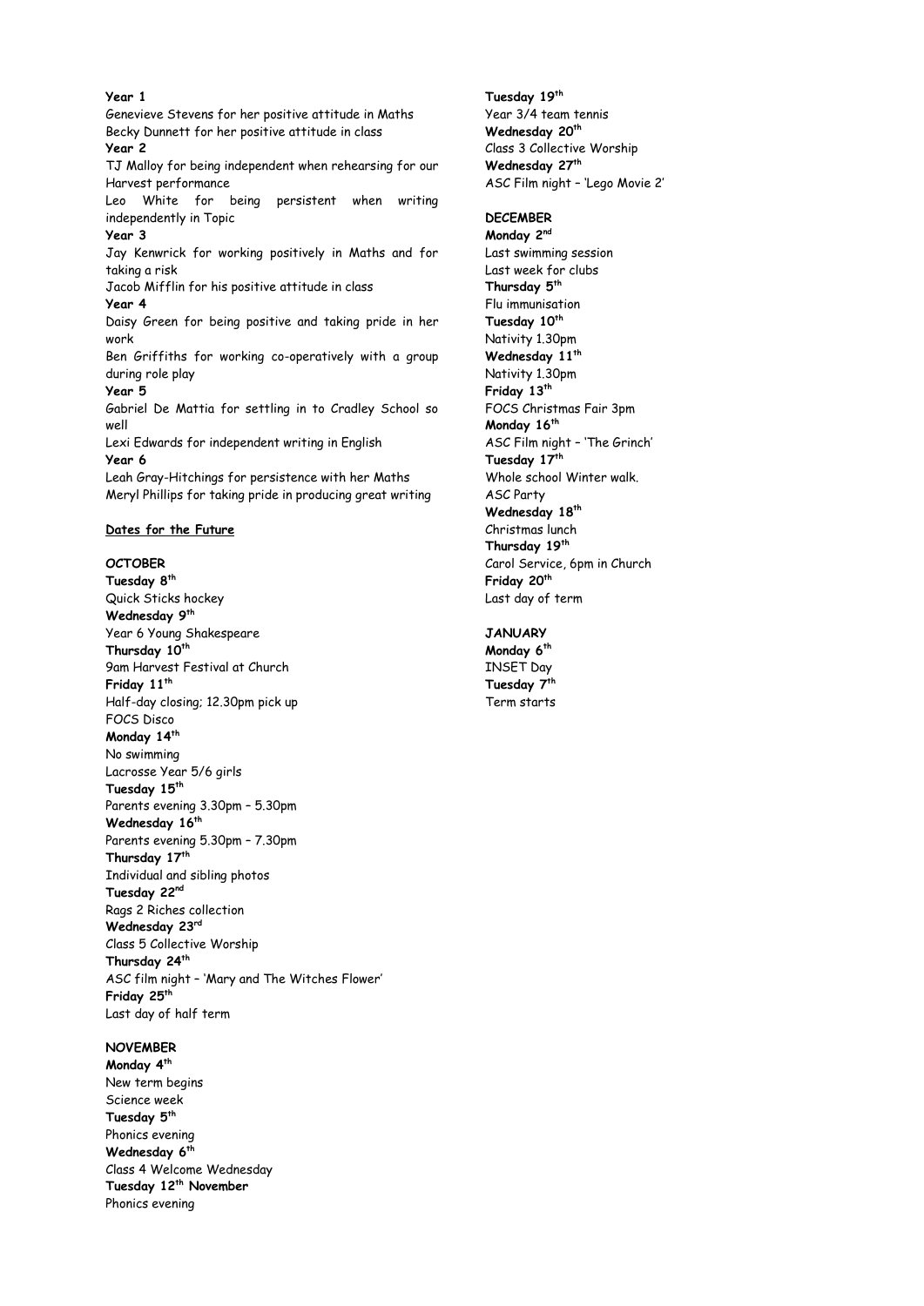**Year 1**
Genevieve Stevens for her positive attitude in Maths
Becky Dunnett for her positive attitude in class
**Year 2**
TJ Malloy for being independent when rehearsing for our Harvest performance
Leo White for being persistent when writing independently in Topic
**Year 3**
Jay Kenwrick for working positively in Maths and for taking a risk
Jacob Mifflin for his positive attitude in class
**Year 4**
Daisy Green for being positive and taking pride in her work
Ben Griffiths for working co-operatively with a group during role play
**Year 5**
Gabriel De Mattia for settling in to Cradley School so well
Lexi Edwards for independent writing in English
**Year 6**
Leah Gray-Hitchings for persistence with her Maths
Meryl Phillips for taking pride in producing great writing

**Dates for the Future**

**OCTOBER**
**Tuesday 8th**
Quick Sticks hockey
**Wednesday 9th**
Year 6 Young Shakespeare
**Thursday 10th**
9am Harvest Festival at Church
**Friday 11th**
Half-day closing; 12.30pm pick up
FOCS Disco
**Monday 14th**
No swimming
Lacrosse Year 5/6 girls
**Tuesday 15th**
Parents evening 3.30pm – 5.30pm
**Wednesday 16th**
Parents evening 5.30pm – 7.30pm
**Thursday 17th**
Individual and sibling photos
**Tuesday 22nd**
Rags 2 Riches collection
**Wednesday 23rd**
Class 5 Collective Worship
**Thursday 24th**
ASC film night – 'Mary and The Witches Flower'
**Friday 25th**
Last day of half term

**NOVEMBER**
**Monday 4th**
New term begins
Science week
**Tuesday 5th**
Phonics evening
**Wednesday 6th**
Class 4 Welcome Wednesday
**Tuesday 12th November**
Phonics evening
**Tuesday 19th**
Year 3/4 team tennis
**Wednesday 20th**
Class 3 Collective Worship
**Wednesday 27th**
ASC Film night – 'Lego Movie 2'

**DECEMBER**
**Monday 2nd**
Last swimming session
Last week for clubs
**Thursday 5th**
Flu immunisation
**Tuesday 10th**
Nativity 1.30pm
**Wednesday 11th**
Nativity 1.30pm
**Friday 13th**
FOCS Christmas Fair 3pm
**Monday 16th**
ASC Film night – 'The Grinch'
**Tuesday 17th**
Whole school Winter walk.
ASC Party
**Wednesday 18th**
Christmas lunch
**Thursday 19th**
Carol Service, 6pm in Church
**Friday 20th**
Last day of term

**JANUARY**
**Monday 6th**
INSET Day
**Tuesday 7th**
Term starts